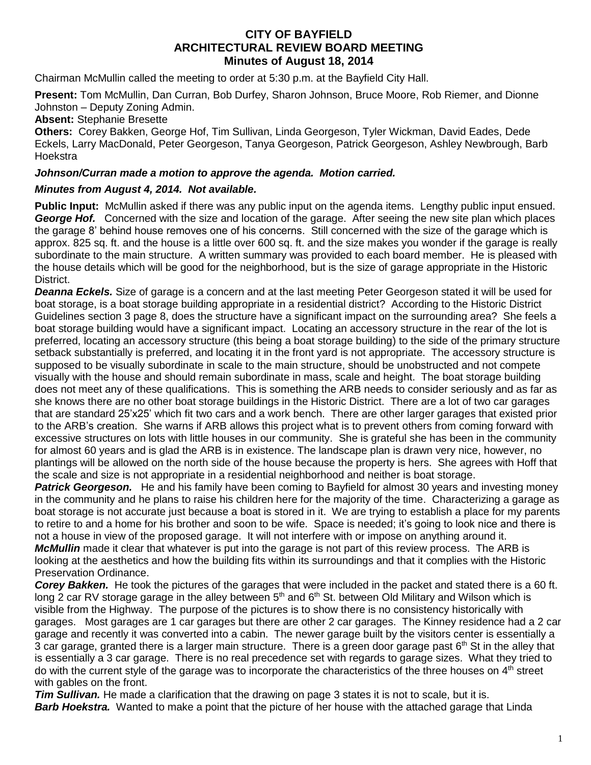# CITY OF BAYFIELD
## ARCHITECTURAL REVIEW BOARD MEETING
### Minutes of August 18, 2014

Chairman McMullin called the meeting to order at 5:30 p.m. at the Bayfield City Hall.

**Present:** Tom McMullin, Dan Curran, Bob Durfey, Sharon Johnson, Bruce Moore, Rob Riemer, and Dionne Johnston – Deputy Zoning Admin.

**Absent:** Stephanie Bresette

**Others:** Corey Bakken, George Hof, Tim Sullivan, Linda Georgeson, Tyler Wickman, David Eades, Dede Eckels, Larry MacDonald, Peter Georgeson, Tanya Georgeson, Patrick Georgeson, Ashley Newbrough, Barb Hoekstra

***Johnson/Curran made a motion to approve the agenda. Motion carried.***

***Minutes from August 4, 2014. Not available.***

**Public Input:** McMullin asked if there was any public input on the agenda items. Lengthy public input ensued. ***George Hof.*** Concerned with the size and location of the garage. After seeing the new site plan which places the garage 8' behind house removes one of his concerns. Still concerned with the size of the garage which is approx. 825 sq. ft. and the house is a little over 600 sq. ft. and the size makes you wonder if the garage is really subordinate to the main structure. A written summary was provided to each board member. He is pleased with the house details which will be good for the neighborhood, but is the size of garage appropriate in the Historic District.

***Deanna Eckels.*** Size of garage is a concern and at the last meeting Peter Georgeson stated it will be used for boat storage, is a boat storage building appropriate in a residential district? According to the Historic District Guidelines section 3 page 8, does the structure have a significant impact on the surrounding area? She feels a boat storage building would have a significant impact. Locating an accessory structure in the rear of the lot is preferred, locating an accessory structure (this being a boat storage building) to the side of the primary structure setback substantially is preferred, and locating it in the front yard is not appropriate. The accessory structure is supposed to be visually subordinate in scale to the main structure, should be unobstructed and not compete visually with the house and should remain subordinate in mass, scale and height. The boat storage building does not meet any of these qualifications. This is something the ARB needs to consider seriously and as far as she knows there are no other boat storage buildings in the Historic District. There are a lot of two car garages that are standard 25'x25' which fit two cars and a work bench. There are other larger garages that existed prior to the ARB's creation. She warns if ARB allows this project what is to prevent others from coming forward with excessive structures on lots with little houses in our community. She is grateful she has been in the community for almost 60 years and is glad the ARB is in existence. The landscape plan is drawn very nice, however, no plantings will be allowed on the north side of the house because the property is hers. She agrees with Hoff that the scale and size is not appropriate in a residential neighborhood and neither is boat storage.

***Patrick Georgeson.*** He and his family have been coming to Bayfield for almost 30 years and investing money in the community and he plans to raise his children here for the majority of the time. Characterizing a garage as boat storage is not accurate just because a boat is stored in it. We are trying to establish a place for my parents to retire to and a home for his brother and soon to be wife. Space is needed; it's going to look nice and there is not a house in view of the proposed garage. It will not interfere with or impose on anything around it.

***McMullin*** made it clear that whatever is put into the garage is not part of this review process. The ARB is looking at the aesthetics and how the building fits within its surroundings and that it complies with the Historic Preservation Ordinance.

***Corey Bakken.*** He took the pictures of the garages that were included in the packet and stated there is a 60 ft. long 2 car RV storage garage in the alley between 5th and 6th St. between Old Military and Wilson which is visible from the Highway. The purpose of the pictures is to show there is no consistency historically with garages. Most garages are 1 car garages but there are other 2 car garages. The Kinney residence had a 2 car garage and recently it was converted into a cabin. The newer garage built by the visitors center is essentially a 3 car garage, granted there is a larger main structure. There is a green door garage past 6th St in the alley that is essentially a 3 car garage. There is no real precedence set with regards to garage sizes. What they tried to do with the current style of the garage was to incorporate the characteristics of the three houses on 4th street with gables on the front.

***Tim Sullivan.*** He made a clarification that the drawing on page 3 states it is not to scale, but it is.

***Barb Hoekstra.*** Wanted to make a point that the picture of her house with the attached garage that Linda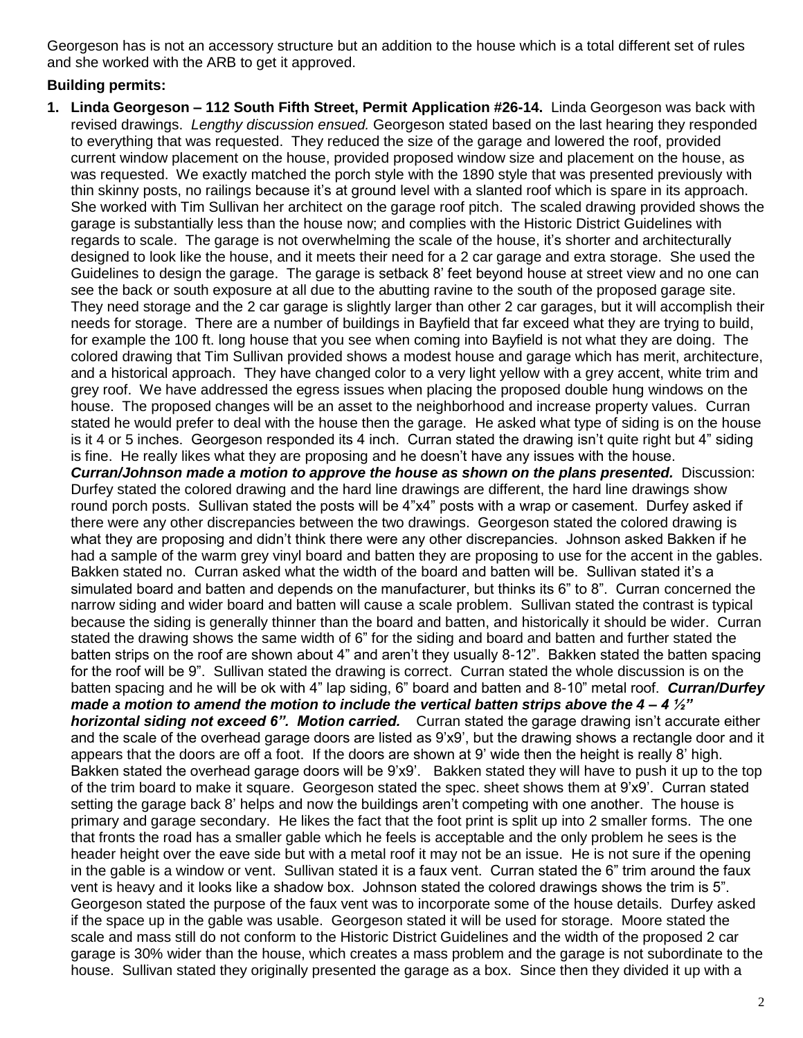Georgeson has is not an accessory structure but an addition to the house which is a total different set of rules and she worked with the ARB to get it approved.

**Building permits:**

1. **Linda Georgeson – 112 South Fifth Street, Permit Application #26-14.** Linda Georgeson was back with revised drawings. *Lengthy discussion ensued.* Georgeson stated based on the last hearing they responded to everything that was requested. They reduced the size of the garage and lowered the roof, provided current window placement on the house, provided proposed window size and placement on the house, as was requested. We exactly matched the porch style with the 1890 style that was presented previously with thin skinny posts, no railings because it's at ground level with a slanted roof which is spare in its approach. She worked with Tim Sullivan her architect on the garage roof pitch. The scaled drawing provided shows the garage is substantially less than the house now; and complies with the Historic District Guidelines with regards to scale. The garage is not overwhelming the scale of the house, it's shorter and architecturally designed to look like the house, and it meets their need for a 2 car garage and extra storage. She used the Guidelines to design the garage. The garage is setback 8' feet beyond house at street view and no one can see the back or south exposure at all due to the abutting ravine to the south of the proposed garage site. They need storage and the 2 car garage is slightly larger than other 2 car garages, but it will accomplish their needs for storage. There are a number of buildings in Bayfield that far exceed what they are trying to build, for example the 100 ft. long house that you see when coming into Bayfield is not what they are doing. The colored drawing that Tim Sullivan provided shows a modest house and garage which has merit, architecture, and a historical approach. They have changed color to a very light yellow with a grey accent, white trim and grey roof. We have addressed the egress issues when placing the proposed double hung windows on the house. The proposed changes will be an asset to the neighborhood and increase property values. Curran stated he would prefer to deal with the house then the garage. He asked what type of siding is on the house is it 4 or 5 inches. Georgeson responded its 4 inch. Curran stated the drawing isn't quite right but 4" siding is fine. He really likes what they are proposing and he doesn't have any issues with the house. ***Curran/Johnson made a motion to approve the house as shown on the plans presented.*** Discussion: Durfey stated the colored drawing and the hard line drawings are different, the hard line drawings show round porch posts. Sullivan stated the posts will be 4"x4" posts with a wrap or casement. Durfey asked if there were any other discrepancies between the two drawings. Georgeson stated the colored drawing is what they are proposing and didn't think there were any other discrepancies. Johnson asked Bakken if he had a sample of the warm grey vinyl board and batten they are proposing to use for the accent in the gables. Bakken stated no. Curran asked what the width of the board and batten will be. Sullivan stated it's a simulated board and batten and depends on the manufacturer, but thinks its 6" to 8". Curran concerned the narrow siding and wider board and batten will cause a scale problem. Sullivan stated the contrast is typical because the siding is generally thinner than the board and batten, and historically it should be wider. Curran stated the drawing shows the same width of 6" for the siding and board and batten and further stated the batten strips on the roof are shown about 4" and aren't they usually 8-12". Bakken stated the batten spacing for the roof will be 9". Sullivan stated the drawing is correct. Curran stated the whole discussion is on the batten spacing and he will be ok with 4" lap siding, 6" board and batten and 8-10" metal roof. ***Curran/Durfey made a motion to amend the motion to include the vertical batten strips above the 4 – 4 ½" horizontal siding not exceed 6". Motion carried.*** Curran stated the garage drawing isn't accurate either and the scale of the overhead garage doors are listed as 9'x9', but the drawing shows a rectangle door and it appears that the doors are off a foot. If the doors are shown at 9' wide then the height is really 8' high. Bakken stated the overhead garage doors will be 9'x9'. Bakken stated they will have to push it up to the top of the trim board to make it square. Georgeson stated the spec. sheet shows them at 9'x9'. Curran stated setting the garage back 8' helps and now the buildings aren't competing with one another. The house is primary and garage secondary. He likes the fact that the foot print is split up into 2 smaller forms. The one that fronts the road has a smaller gable which he feels is acceptable and the only problem he sees is the header height over the eave side but with a metal roof it may not be an issue. He is not sure if the opening in the gable is a window or vent. Sullivan stated it is a faux vent. Curran stated the 6" trim around the faux vent is heavy and it looks like a shadow box. Johnson stated the colored drawings shows the trim is 5". Georgeson stated the purpose of the faux vent was to incorporate some of the house details. Durfey asked if the space up in the gable was usable. Georgeson stated it will be used for storage. Moore stated the scale and mass still do not conform to the Historic District Guidelines and the width of the proposed 2 car garage is 30% wider than the house, which creates a mass problem and the garage is not subordinate to the house. Sullivan stated they originally presented the garage as a box. Since then they divided it up with a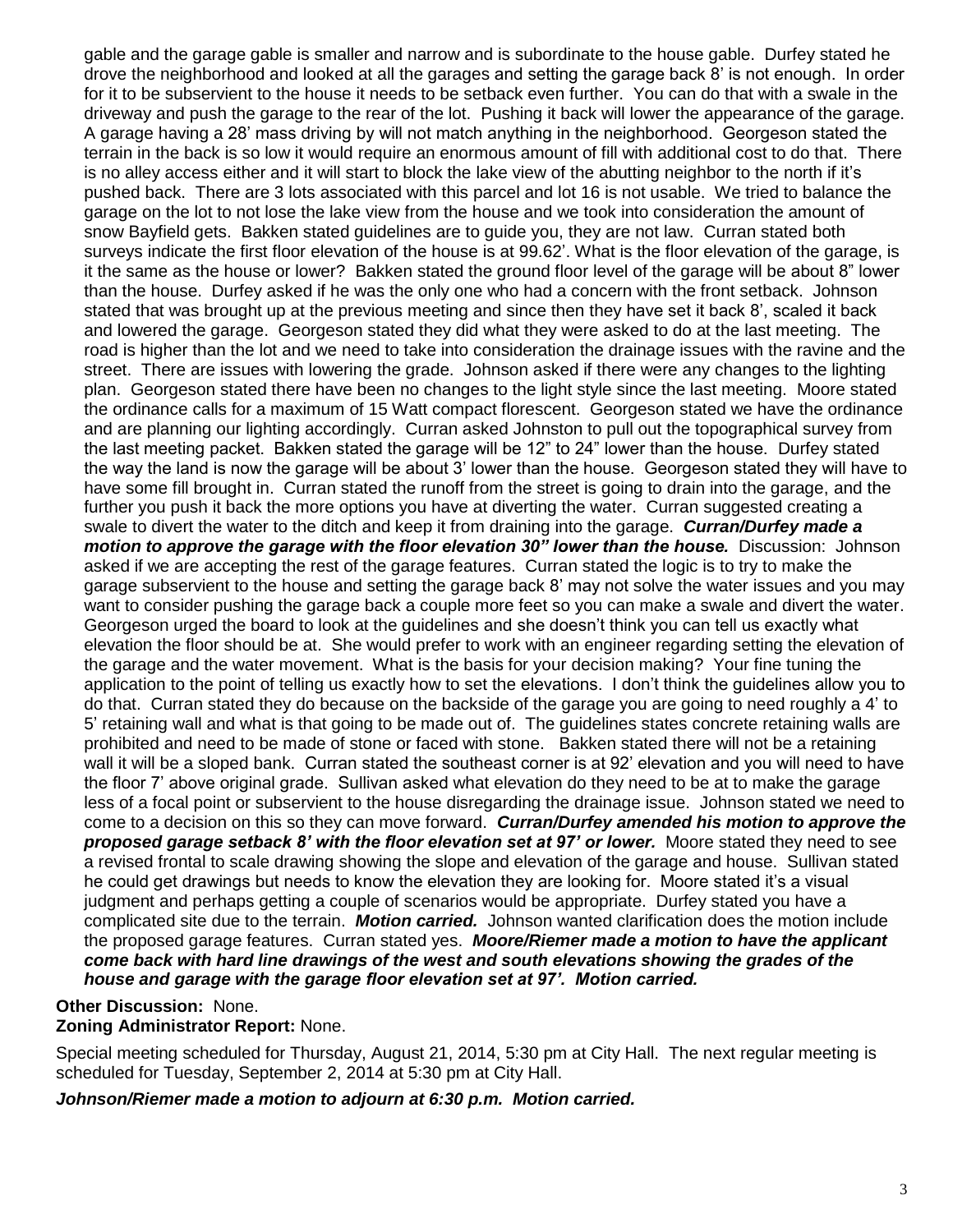gable and the garage gable is smaller and narrow and is subordinate to the house gable. Durfey stated he drove the neighborhood and looked at all the garages and setting the garage back 8' is not enough. In order for it to be subservient to the house it needs to be setback even further. You can do that with a swale in the driveway and push the garage to the rear of the lot. Pushing it back will lower the appearance of the garage. A garage having a 28' mass driving by will not match anything in the neighborhood. Georgeson stated the terrain in the back is so low it would require an enormous amount of fill with additional cost to do that. There is no alley access either and it will start to block the lake view of the abutting neighbor to the north if it's pushed back. There are 3 lots associated with this parcel and lot 16 is not usable. We tried to balance the garage on the lot to not lose the lake view from the house and we took into consideration the amount of snow Bayfield gets. Bakken stated guidelines are to guide you, they are not law. Curran stated both surveys indicate the first floor elevation of the house is at 99.62'. What is the floor elevation of the garage, is it the same as the house or lower? Bakken stated the ground floor level of the garage will be about 8" lower than the house. Durfey asked if he was the only one who had a concern with the front setback. Johnson stated that was brought up at the previous meeting and since then they have set it back 8', scaled it back and lowered the garage. Georgeson stated they did what they were asked to do at the last meeting. The road is higher than the lot and we need to take into consideration the drainage issues with the ravine and the street. There are issues with lowering the grade. Johnson asked if there were any changes to the lighting plan. Georgeson stated there have been no changes to the light style since the last meeting. Moore stated the ordinance calls for a maximum of 15 Watt compact florescent. Georgeson stated we have the ordinance and are planning our lighting accordingly. Curran asked Johnston to pull out the topographical survey from the last meeting packet. Bakken stated the garage will be 12" to 24" lower than the house. Durfey stated the way the land is now the garage will be about 3' lower than the house. Georgeson stated they will have to have some fill brought in. Curran stated the runoff from the street is going to drain into the garage, and the further you push it back the more options you have at diverting the water. Curran suggested creating a swale to divert the water to the ditch and keep it from draining into the garage. ***Curran/Durfey made a motion to approve the garage with the floor elevation 30" lower than the house.*** Discussion: Johnson asked if we are accepting the rest of the garage features. Curran stated the logic is to try to make the garage subservient to the house and setting the garage back 8' may not solve the water issues and you may want to consider pushing the garage back a couple more feet so you can make a swale and divert the water. Georgeson urged the board to look at the guidelines and she doesn't think you can tell us exactly what elevation the floor should be at. She would prefer to work with an engineer regarding setting the elevation of the garage and the water movement. What is the basis for your decision making? Your fine tuning the application to the point of telling us exactly how to set the elevations. I don't think the guidelines allow you to do that. Curran stated they do because on the backside of the garage you are going to need roughly a 4' to 5' retaining wall and what is that going to be made out of. The guidelines states concrete retaining walls are prohibited and need to be made of stone or faced with stone. Bakken stated there will not be a retaining wall it will be a sloped bank. Curran stated the southeast corner is at 92' elevation and you will need to have the floor 7' above original grade. Sullivan asked what elevation do they need to be at to make the garage less of a focal point or subservient to the house disregarding the drainage issue. Johnson stated we need to come to a decision on this so they can move forward. ***Curran/Durfey amended his motion to approve the proposed garage setback 8' with the floor elevation set at 97' or lower.*** Moore stated they need to see a revised frontal to scale drawing showing the slope and elevation of the garage and house. Sullivan stated he could get drawings but needs to know the elevation they are looking for. Moore stated it's a visual judgment and perhaps getting a couple of scenarios would be appropriate. Durfey stated you have a complicated site due to the terrain. ***Motion carried.*** Johnson wanted clarification does the motion include the proposed garage features. Curran stated yes. ***Moore/Riemer made a motion to have the applicant come back with hard line drawings of the west and south elevations showing the grades of the house and garage with the garage floor elevation set at 97'. Motion carried.***

**Other Discussion:** None.
**Zoning Administrator Report:** None.

Special meeting scheduled for Thursday, August 21, 2014, 5:30 pm at City Hall. The next regular meeting is scheduled for Tuesday, September 2, 2014 at 5:30 pm at City Hall.

***Johnson/Riemer made a motion to adjourn at 6:30 p.m. Motion carried.***